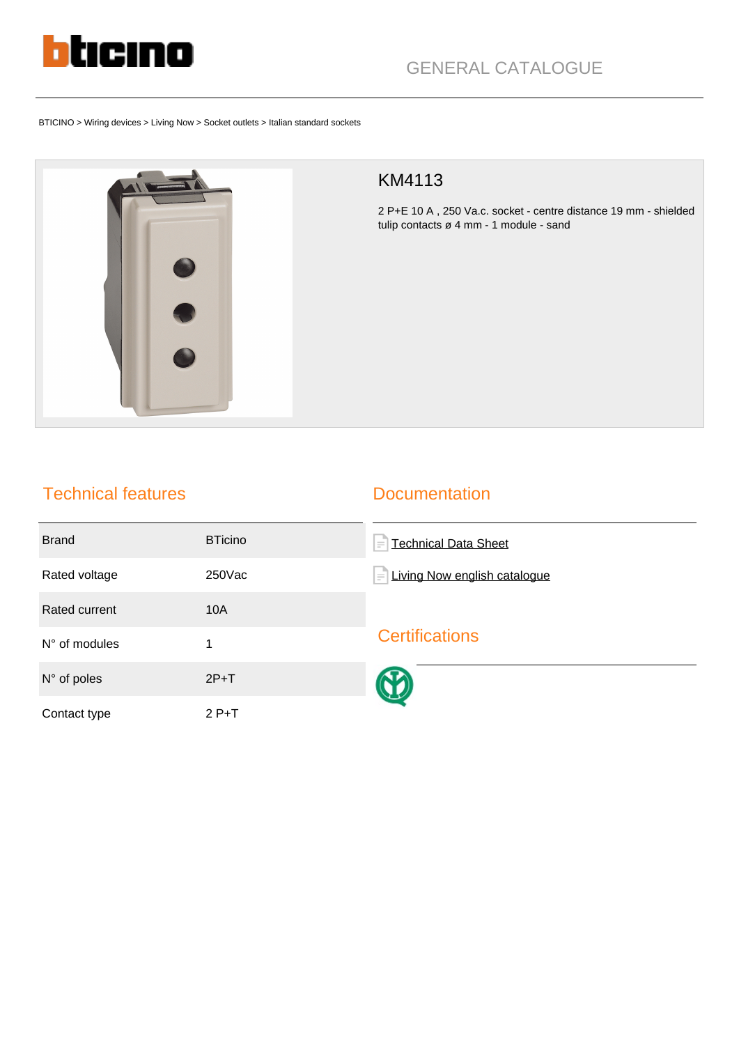GENERAL CATALOGUE

BTICINO > Wiring devices > Living Now > Socket outlets > Italian standard sockets

# KM4113

2 P+E 10 A , 250 Va.c. socket - centre distance 19 mm - shielded tulip contacts ø 4 mm - 1 module - sand

## Technical features

| Brand | BTicino |
|---|---|
| Rated voltage | 250Vac |
| Rated current | 10A |
| N° of modules | 1 |
| N° of poles | 2P+T |
| Contact type | 2 P+T |

## Documentation

- Technical Data Sheet
- Living Now english catalogue

## Certifications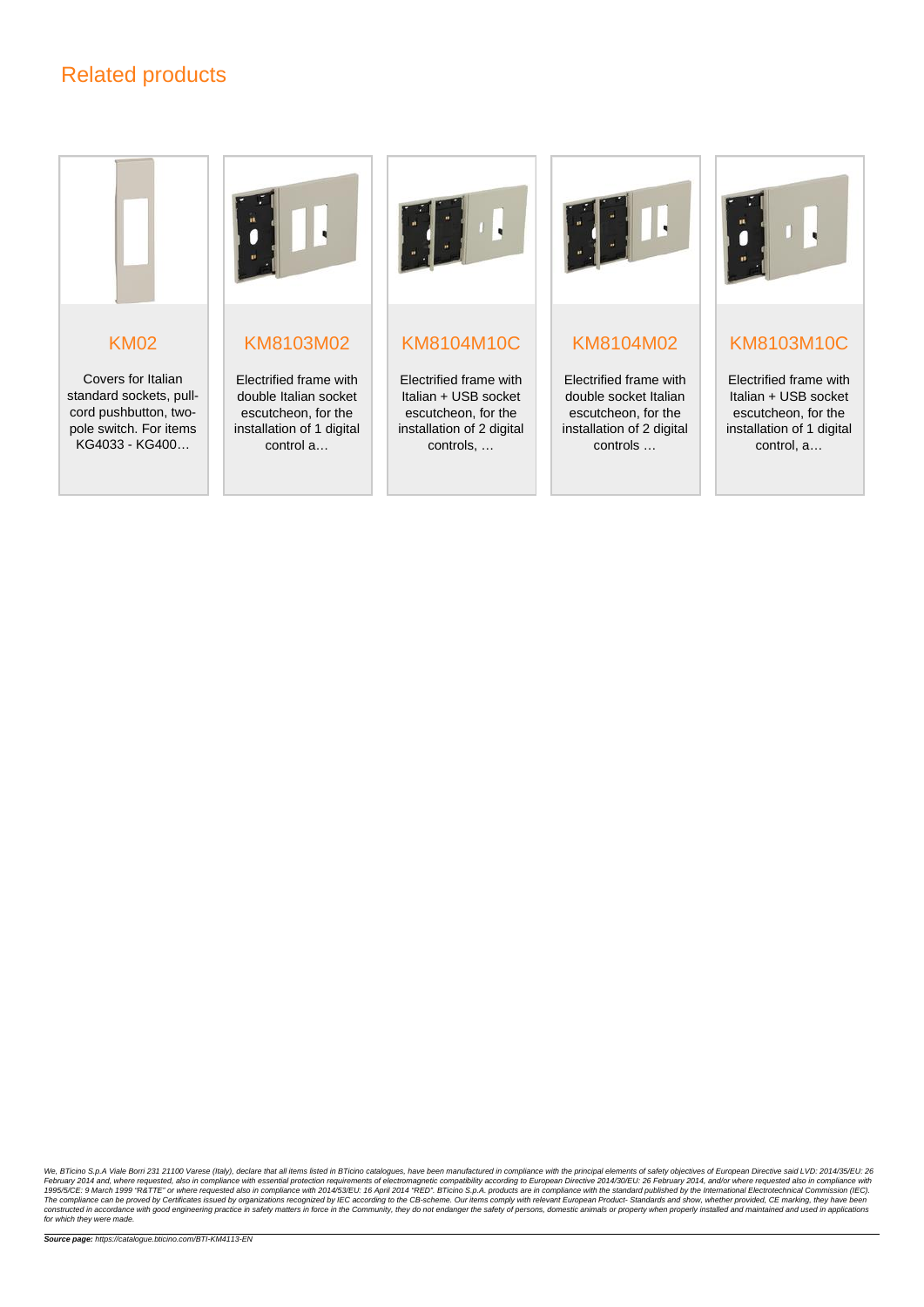## Related products

### KM02

Covers for Italian standard sockets, pull-cord pushbutton, two-pole switch. For items KG4033 - KG400…

### KM8103M02

Electrified frame with double Italian socket escutcheon, for the installation of 1 digital control a…

### KM8104M10C

Electrified frame with Italian + USB socket escutcheon, for the installation of 2 digital controls, …

### KM8104M02

Electrified frame with double socket Italian escutcheon, for the installation of 2 digital controls …

### KM8103M10C

Electrified frame with Italian + USB socket escutcheon, for the installation of 1 digital control, a…

*We, BTicino S.p.A Viale Borri 231 21100 Varese (Italy), declare that all items listed in BTicino catalogues, have been manufactured in compliance with the principal elements of safety objectives of European Directive said LVD: 2014/35/EU: 26 February 2014 and, where requested, also in compliance with essential protection requirements of electromagnetic compatibility according to European Directive 2014/30/EU: 26 February 2014, and/or where requested also in compliance with 1995/5/CE: 9 March 1999 "R&TTE" or where requested also in compliance with 2014/53/EU: 16 April 2014 "RED". BTicino S.p.A. products are in compliance with the standard published by the International Electrotechnical Commission (IEC). The compliance can be proved by Certificates issued by organizations recognized by IEC according to the CB-scheme. Our items comply with relevant European Product- Standards and show, whether provided, CE marking, they have been constructed in accordance with good engineering practice in safety matters in force in the Community, they do not endanger the safety of persons, domestic animals or property when properly installed and maintained and used in applications for which they were made.*

***Source page:*** *https://catalogue.bticino.com/BTI-KM4113-EN*